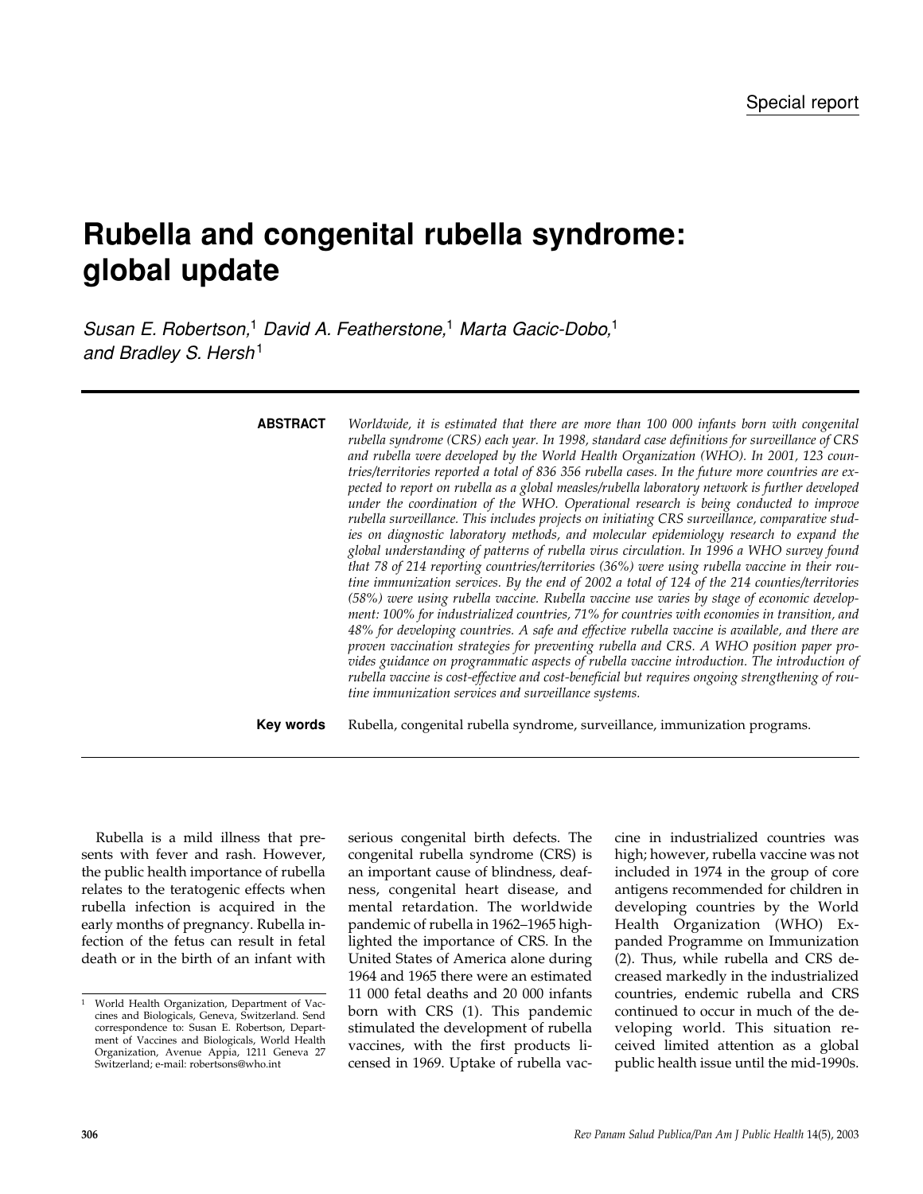Special report

# Rubella and congenital rubella syndrome: global update

*Susan E. Robertson,[1] David A. Featherstone,[1] Marta Gacic-Dobo,[1] and Bradley S. Hersh[1]*

**ABSTRACT** *Worldwide, it is estimated that there are more than 100 000 infants born with congenital rubella syndrome (CRS) each year. In 1998, standard case definitions for surveillance of CRS and rubella were developed by the World Health Organization (WHO). In 2001, 123 countries/territories reported a total of 836 356 rubella cases. In the future more countries are expected to report on rubella as a global measles/rubella laboratory network is further developed under the coordination of the WHO. Operational research is being conducted to improve rubella surveillance. This includes projects on initiating CRS surveillance, comparative studies on diagnostic laboratory methods, and molecular epidemiology research to expand the global understanding of patterns of rubella virus circulation. In 1996 a WHO survey found that 78 of 214 reporting countries/territories (36%) were using rubella vaccine in their routine immunization services. By the end of 2002 a total of 124 of the 214 counties/territories (58%) were using rubella vaccine. Rubella vaccine use varies by stage of economic development: 100% for industrialized countries, 71% for countries with economies in transition, and 48% for developing countries. A safe and effective rubella vaccine is available, and there are proven vaccination strategies for preventing rubella and CRS. A WHO position paper provides guidance on programmatic aspects of rubella vaccine introduction. The introduction of rubella vaccine is cost-effective and cost-beneficial but requires ongoing strengthening of routine immunization services and surveillance systems.*

**Key words** Rubella, congenital rubella syndrome, surveillance, immunization programs.

---

Rubella is a mild illness that presents with fever and rash. However, the public health importance of rubella relates to the teratogenic effects when rubella infection is acquired in the early months of pregnancy. Rubella infection of the fetus can result in fetal death or in the birth of an infant with serious congenital birth defects. The congenital rubella syndrome (CRS) is an important cause of blindness, deafness, congenital heart disease, and mental retardation. The worldwide pandemic of rubella in 1962–1965 highlighted the importance of CRS. In the United States of America alone during 1964 and 1965 there were an estimated 11 000 fetal deaths and 20 000 infants born with CRS (1). This pandemic stimulated the development of rubella vaccines, with the first products licensed in 1969. Uptake of rubella vaccine in industrialized countries was high; however, rubella vaccine was not included in 1974 in the group of core antigens recommended for children in developing countries by the World Health Organization (WHO) Expanded Programme on Immunization (2). Thus, while rubella and CRS decreased markedly in the industrialized countries, endemic rubella and CRS continued to occur in much of the developing world. This situation received limited attention as a global public health issue until the mid-1990s.

[1] World Health Organization, Department of Vaccines and Biologicals, Geneva, Switzerland. Send correspondence to: Susan E. Robertson, Department of Vaccines and Biologicals, World Health Organization, Avenue Appia, 1211 Geneva 27 Switzerland; e-mail: robertsons@who.int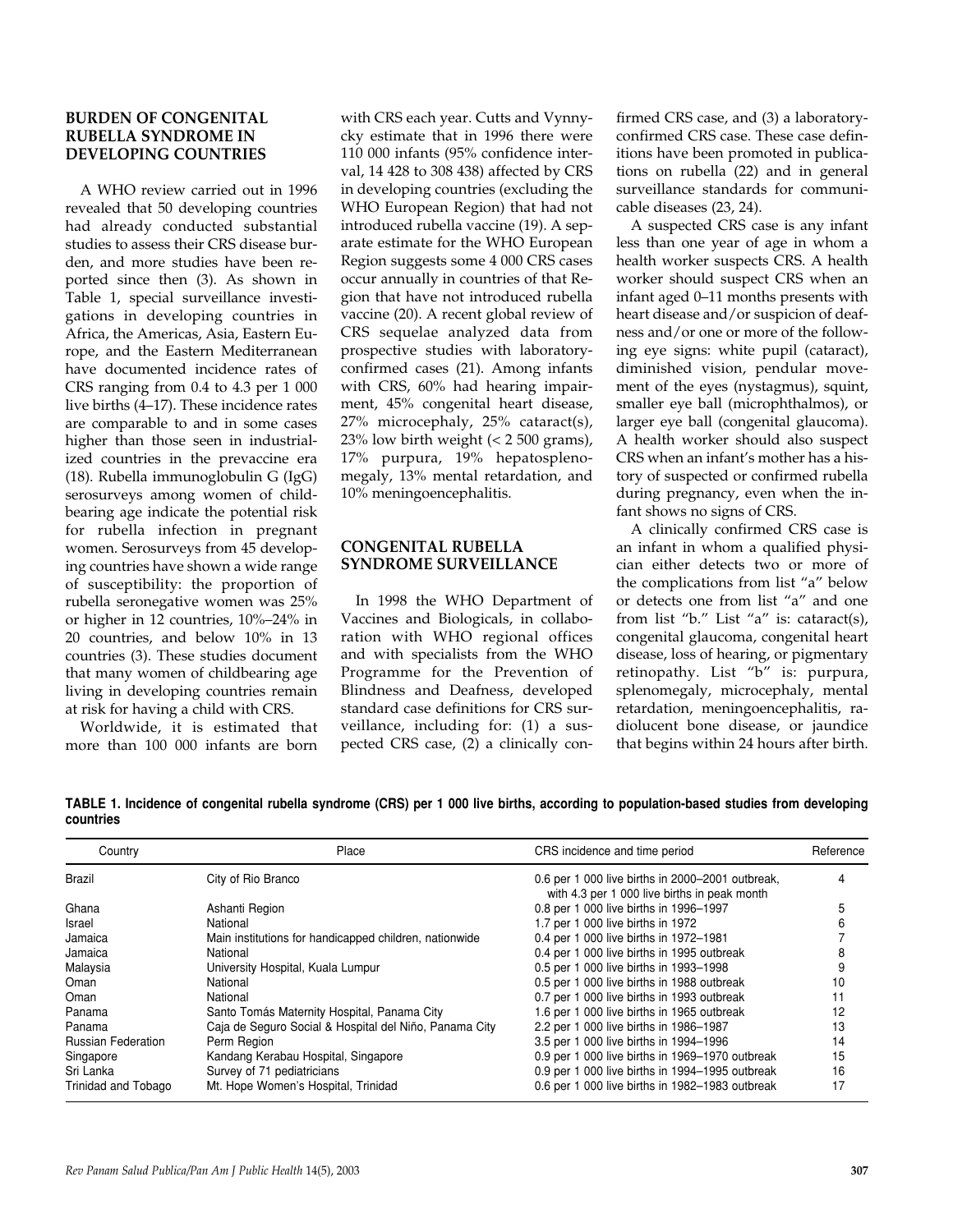## BURDEN OF CONGENITAL RUBELLA SYNDROME IN DEVELOPING COUNTRIES

A WHO review carried out in 1996 revealed that 50 developing countries had already conducted substantial studies to assess their CRS disease burden, and more studies have been reported since then (3). As shown in Table 1, special surveillance investigations in developing countries in Africa, the Americas, Asia, Eastern Europe, and the Eastern Mediterranean have documented incidence rates of CRS ranging from 0.4 to 4.3 per 1 000 live births (4–17). These incidence rates are comparable to and in some cases higher than those seen in industrialized countries in the prevaccine era (18). Rubella immunoglobulin G (IgG) serosurveys among women of childbearing age indicate the potential risk for rubella infection in pregnant women. Serosurveys from 45 developing countries have shown a wide range of susceptibility: the proportion of rubella seronegative women was 25% or higher in 12 countries, 10%–24% in 20 countries, and below 10% in 13 countries (3). These studies document that many women of childbearing age living in developing countries remain at risk for having a child with CRS.

Worldwide, it is estimated that more than 100 000 infants are born with CRS each year. Cutts and Vynnycky estimate that in 1996 there were 110 000 infants (95% confidence interval, 14 428 to 308 438) affected by CRS in developing countries (excluding the WHO European Region) that had not introduced rubella vaccine (19). A separate estimate for the WHO European Region suggests some 4 000 CRS cases occur annually in countries of that Region that have not introduced rubella vaccine (20). A recent global review of CRS sequelae analyzed data from prospective studies with laboratory-confirmed cases (21). Among infants with CRS, 60% had hearing impairment, 45% congenital heart disease, 27% microcephaly, 25% cataract(s), 23% low birth weight (< 2 500 grams), 17% purpura, 19% hepatosplenomegaly, 13% mental retardation, and 10% meningoencephalitis.

## CONGENITAL RUBELLA SYNDROME SURVEILLANCE

In 1998 the WHO Department of Vaccines and Biologicals, in collaboration with WHO regional offices and with specialists from the WHO Programme for the Prevention of Blindness and Deafness, developed standard case definitions for CRS surveillance, including for: (1) a suspected CRS case, (2) a clinically confirmed CRS case, and (3) a laboratory-confirmed CRS case. These case definitions have been promoted in publications on rubella (22) and in general surveillance standards for communicable diseases (23, 24).

A suspected CRS case is any infant less than one year of age in whom a health worker suspects CRS. A health worker should suspect CRS when an infant aged 0–11 months presents with heart disease and/or suspicion of deafness and/or one or more of the following eye signs: white pupil (cataract), diminished vision, pendular movement of the eyes (nystagmus), squint, smaller eye ball (microphthalmos), or larger eye ball (congenital glaucoma). A health worker should also suspect CRS when an infant's mother has a history of suspected or confirmed rubella during pregnancy, even when the infant shows no signs of CRS.

A clinically confirmed CRS case is an infant in whom a qualified physician either detects two or more of the complications from list "a" below or detects one from list "a" and one from list "b." List "a" is: cataract(s), congenital glaucoma, congenital heart disease, loss of hearing, or pigmentary retinopathy. List "b" is: purpura, splenomegaly, microcephaly, mental retardation, meningoencephalitis, radiolucent bone disease, or jaundice that begins within 24 hours after birth.

**TABLE 1. Incidence of congenital rubella syndrome (CRS) per 1 000 live births, according to population-based studies from developing countries**

| Country | Place | CRS incidence and time period | Reference |
|---|---|---|---|
| Brazil | City of Rio Branco | 0.6 per 1 000 live births in 2000–2001 outbreak, with 4.3 per 1 000 live births in peak month | 4 |
| Ghana | Ashanti Region | 0.8 per 1 000 live births in 1996–1997 | 5 |
| Israel | National | 1.7 per 1 000 live births in 1972 | 6 |
| Jamaica | Main institutions for handicapped children, nationwide | 0.4 per 1 000 live births in 1972–1981 | 7 |
| Jamaica | National | 0.4 per 1 000 live births in 1995 outbreak | 8 |
| Malaysia | University Hospital, Kuala Lumpur | 0.5 per 1 000 live births in 1993–1998 | 9 |
| Oman | National | 0.5 per 1 000 live births in 1988 outbreak | 10 |
| Oman | National | 0.7 per 1 000 live births in 1993 outbreak | 11 |
| Panama | Santo Tomás Maternity Hospital, Panama City | 1.6 per 1 000 live births in 1965 outbreak | 12 |
| Panama | Caja de Seguro Social & Hospital del Niño, Panama City | 2.2 per 1 000 live births in 1986–1987 | 13 |
| Russian Federation | Perm Region | 3.5 per 1 000 live births in 1994–1996 | 14 |
| Singapore | Kandang Kerabau Hospital, Singapore | 0.9 per 1 000 live births in 1969–1970 outbreak | 15 |
| Sri Lanka | Survey of 71 pediatricians | 0.9 per 1 000 live births in 1994–1995 outbreak | 16 |
| Trinidad and Tobago | Mt. Hope Women's Hospital, Trinidad | 0.6 per 1 000 live births in 1982–1983 outbreak | 17 |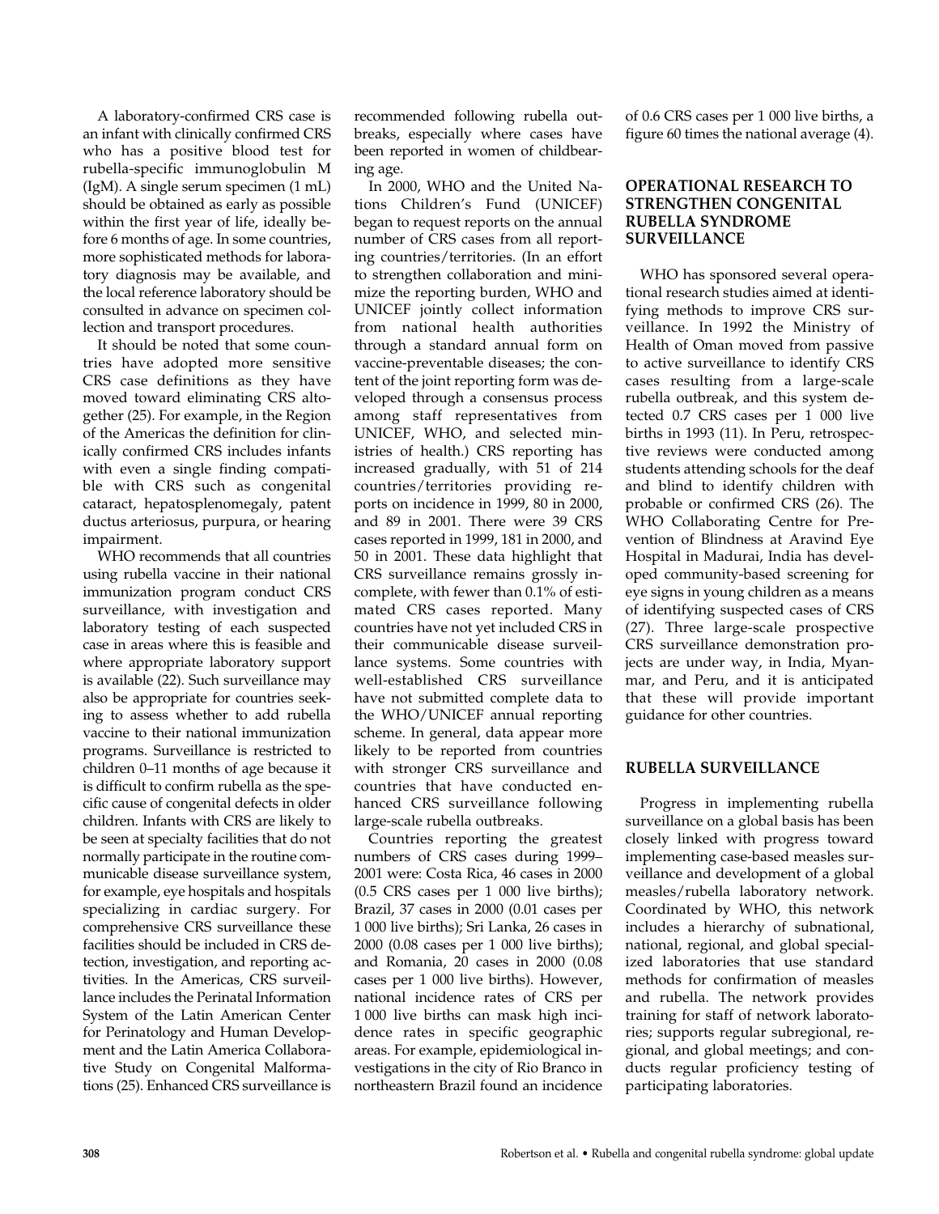A laboratory-confirmed CRS case is an infant with clinically confirmed CRS who has a positive blood test for rubella-specific immunoglobulin M (IgM). A single serum specimen (1 mL) should be obtained as early as possible within the first year of life, ideally before 6 months of age. In some countries, more sophisticated methods for laboratory diagnosis may be available, and the local reference laboratory should be consulted in advance on specimen collection and transport procedures.

It should be noted that some countries have adopted more sensitive CRS case definitions as they have moved toward eliminating CRS altogether (25). For example, in the Region of the Americas the definition for clinically confirmed CRS includes infants with even a single finding compatible with CRS such as congenital cataract, hepatosplenomegaly, patent ductus arteriosus, purpura, or hearing impairment.

WHO recommends that all countries using rubella vaccine in their national immunization program conduct CRS surveillance, with investigation and laboratory testing of each suspected case in areas where this is feasible and where appropriate laboratory support is available (22). Such surveillance may also be appropriate for countries seeking to assess whether to add rubella vaccine to their national immunization programs. Surveillance is restricted to children 0–11 months of age because it is difficult to confirm rubella as the specific cause of congenital defects in older children. Infants with CRS are likely to be seen at specialty facilities that do not normally participate in the routine communicable disease surveillance system, for example, eye hospitals and hospitals specializing in cardiac surgery. For comprehensive CRS surveillance these facilities should be included in CRS detection, investigation, and reporting activities. In the Americas, CRS surveillance includes the Perinatal Information System of the Latin American Center for Perinatology and Human Development and the Latin America Collaborative Study on Congenital Malformations (25). Enhanced CRS surveillance is recommended following rubella outbreaks, especially where cases have been reported in women of childbearing age.

In 2000, WHO and the United Nations Children's Fund (UNICEF) began to request reports on the annual number of CRS cases from all reporting countries/territories. (In an effort to strengthen collaboration and minimize the reporting burden, WHO and UNICEF jointly collect information from national health authorities through a standard annual form on vaccine-preventable diseases; the content of the joint reporting form was developed through a consensus process among staff representatives from UNICEF, WHO, and selected ministries of health.) CRS reporting has increased gradually, with 51 of 214 countries/territories providing reports on incidence in 1999, 80 in 2000, and 89 in 2001. There were 39 CRS cases reported in 1999, 181 in 2000, and 50 in 2001. These data highlight that CRS surveillance remains grossly incomplete, with fewer than 0.1% of estimated CRS cases reported. Many countries have not yet included CRS in their communicable disease surveillance systems. Some countries with well-established CRS surveillance have not submitted complete data to the WHO/UNICEF annual reporting scheme. In general, data appear more likely to be reported from countries with stronger CRS surveillance and countries that have conducted enhanced CRS surveillance following large-scale rubella outbreaks.

Countries reporting the greatest numbers of CRS cases during 1999–2001 were: Costa Rica, 46 cases in 2000 (0.5 CRS cases per 1 000 live births); Brazil, 37 cases in 2000 (0.01 cases per 1 000 live births); Sri Lanka, 26 cases in 2000 (0.08 cases per 1 000 live births); and Romania, 20 cases in 2000 (0.08 cases per 1 000 live births). However, national incidence rates of CRS per 1 000 live births can mask high incidence rates in specific geographic areas. For example, epidemiological investigations in the city of Rio Branco in northeastern Brazil found an incidence of 0.6 CRS cases per 1 000 live births, a figure 60 times the national average (4).

## OPERATIONAL RESEARCH TO STRENGTHEN CONGENITAL RUBELLA SYNDROME SURVEILLANCE

WHO has sponsored several operational research studies aimed at identifying methods to improve CRS surveillance. In 1992 the Ministry of Health of Oman moved from passive to active surveillance to identify CRS cases resulting from a large-scale rubella outbreak, and this system detected 0.7 CRS cases per 1 000 live births in 1993 (11). In Peru, retrospective reviews were conducted among students attending schools for the deaf and blind to identify children with probable or confirmed CRS (26). The WHO Collaborating Centre for Prevention of Blindness at Aravind Eye Hospital in Madurai, India has developed community-based screening for eye signs in young children as a means of identifying suspected cases of CRS (27). Three large-scale prospective CRS surveillance demonstration projects are under way, in India, Myanmar, and Peru, and it is anticipated that these will provide important guidance for other countries.

## RUBELLA SURVEILLANCE

Progress in implementing rubella surveillance on a global basis has been closely linked with progress toward implementing case-based measles surveillance and development of a global measles/rubella laboratory network. Coordinated by WHO, this network includes a hierarchy of subnational, national, regional, and global specialized laboratories that use standard methods for confirmation of measles and rubella. The network provides training for staff of network laboratories; supports regular subregional, regional, and global meetings; and conducts regular proficiency testing of participating laboratories.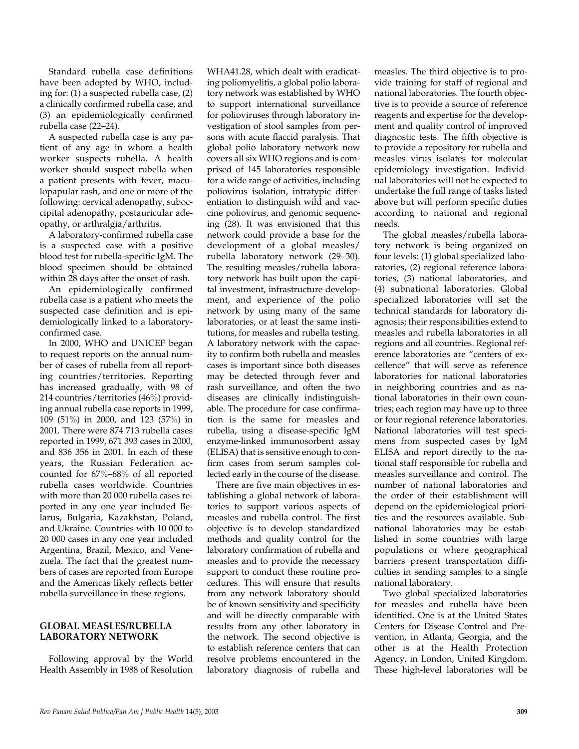Standard rubella case definitions have been adopted by WHO, including for: (1) a suspected rubella case, (2) a clinically confirmed rubella case, and (3) an epidemiologically confirmed rubella case (22–24).

A suspected rubella case is any patient of any age in whom a health worker suspects rubella. A health worker should suspect rubella when a patient presents with fever, maculopapular rash, and one or more of the following: cervical adenopathy, suboccipital adenopathy, postauricular adenopathy, or arthralgia/arthritis.

A laboratory-confirmed rubella case is a suspected case with a positive blood test for rubella-specific IgM. The blood specimen should be obtained within 28 days after the onset of rash.

An epidemiologically confirmed rubella case is a patient who meets the suspected case definition and is epidemiologically linked to a laboratory-confirmed case.

In 2000, WHO and UNICEF began to request reports on the annual number of cases of rubella from all reporting countries/territories. Reporting has increased gradually, with 98 of 214 countries/territories (46%) providing annual rubella case reports in 1999, 109 (51%) in 2000, and 123 (57%) in 2001. There were 874 713 rubella cases reported in 1999, 671 393 cases in 2000, and 836 356 in 2001. In each of these years, the Russian Federation accounted for 67%–68% of all reported rubella cases worldwide. Countries with more than 20 000 rubella cases reported in any one year included Belarus, Bulgaria, Kazakhstan, Poland, and Ukraine. Countries with 10 000 to 20 000 cases in any one year included Argentina, Brazil, Mexico, and Venezuela. The fact that the greatest numbers of cases are reported from Europe and the Americas likely reflects better rubella surveillance in these regions.

## GLOBAL MEASLES/RUBELLA LABORATORY NETWORK

Following approval by the World Health Assembly in 1988 of Resolution WHA41.28, which dealt with eradicating poliomyelitis, a global polio laboratory network was established by WHO to support international surveillance for polioviruses through laboratory investigation of stool samples from persons with acute flaccid paralysis. That global polio laboratory network now covers all six WHO regions and is comprised of 145 laboratories responsible for a wide range of activities, including poliovirus isolation, intratypic differentiation to distinguish wild and vaccine poliovirus, and genomic sequencing (28). It was envisioned that this network could provide a base for the development of a global measles/rubella laboratory network (29–30). The resulting measles/rubella laboratory network has built upon the capital investment, infrastructure development, and experience of the polio network by using many of the same laboratories, or at least the same institutions, for measles and rubella testing. A laboratory network with the capacity to confirm both rubella and measles cases is important since both diseases may be detected through fever and rash surveillance, and often the two diseases are clinically indistinguishable. The procedure for case confirmation is the same for measles and rubella, using a disease-specific IgM enzyme-linked immunosorbent assay (ELISA) that is sensitive enough to confirm cases from serum samples collected early in the course of the disease.

There are five main objectives in establishing a global network of laboratories to support various aspects of measles and rubella control. The first objective is to develop standardized methods and quality control for the laboratory confirmation of rubella and measles and to provide the necessary support to conduct these routine procedures. This will ensure that results from any network laboratory should be of known sensitivity and specificity and will be directly comparable with results from any other laboratory in the network. The second objective is to establish reference centers that can resolve problems encountered in the laboratory diagnosis of rubella and measles. The third objective is to provide training for staff of regional and national laboratories. The fourth objective is to provide a source of reference reagents and expertise for the development and quality control of improved diagnostic tests. The fifth objective is to provide a repository for rubella and measles virus isolates for molecular epidemiology investigation. Individual laboratories will not be expected to undertake the full range of tasks listed above but will perform specific duties according to national and regional needs.

The global measles/rubella laboratory network is being organized on four levels: (1) global specialized laboratories, (2) regional reference laboratories, (3) national laboratories, and (4) subnational laboratories. Global specialized laboratories will set the technical standards for laboratory diagnosis; their responsibilities extend to measles and rubella laboratories in all regions and all countries. Regional reference laboratories are "centers of excellence" that will serve as reference laboratories for national laboratories in neighboring countries and as national laboratories in their own countries; each region may have up to three or four regional reference laboratories. National laboratories will test specimens from suspected cases by IgM ELISA and report directly to the national staff responsible for rubella and measles surveillance and control. The number of national laboratories and the order of their establishment will depend on the epidemiological priorities and the resources available. Subnational laboratories may be established in some countries with large populations or where geographical barriers present transportation difficulties in sending samples to a single national laboratory.

Two global specialized laboratories for measles and rubella have been identified. One is at the United States Centers for Disease Control and Prevention, in Atlanta, Georgia, and the other is at the Health Protection Agency, in London, United Kingdom. These high-level laboratories will be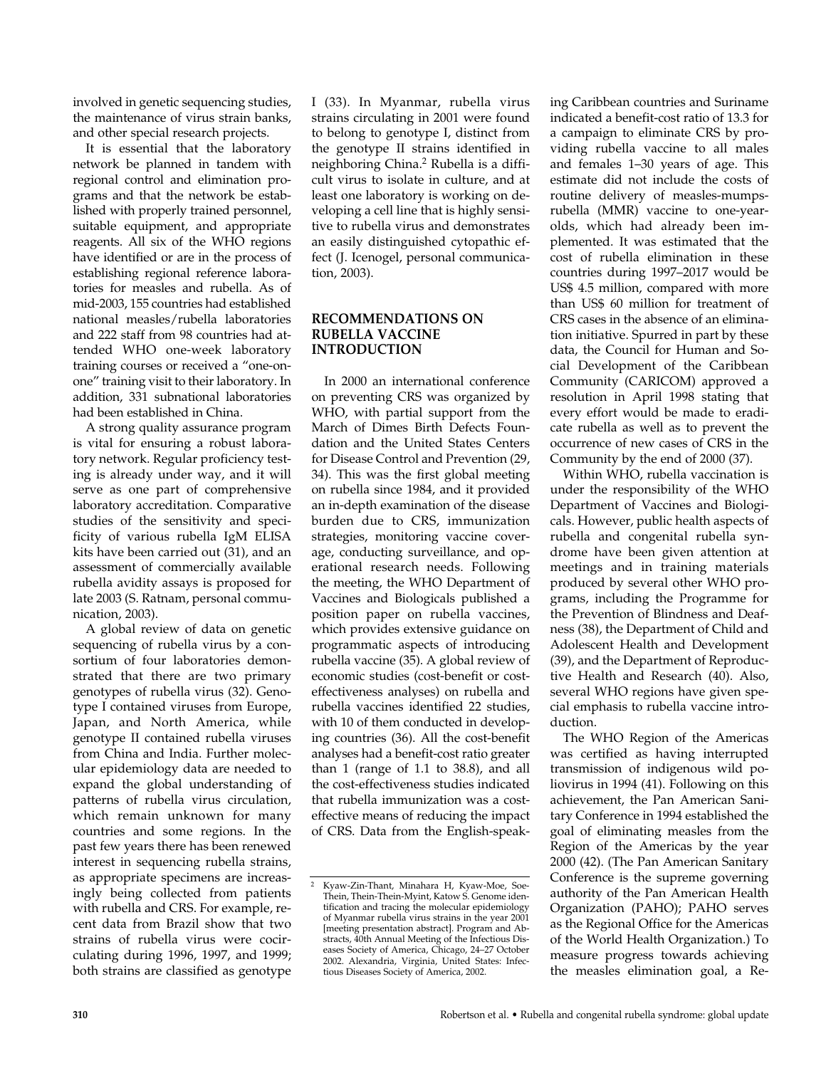involved in genetic sequencing studies, the maintenance of virus strain banks, and other special research projects.

It is essential that the laboratory network be planned in tandem with regional control and elimination programs and that the network be established with properly trained personnel, suitable equipment, and appropriate reagents. All six of the WHO regions have identified or are in the process of establishing regional reference laboratories for measles and rubella. As of mid-2003, 155 countries had established national measles/rubella laboratories and 222 staff from 98 countries had attended WHO one-week laboratory training courses or received a "one-on-one" training visit to their laboratory. In addition, 331 subnational laboratories had been established in China.

A strong quality assurance program is vital for ensuring a robust laboratory network. Regular proficiency testing is already under way, and it will serve as one part of comprehensive laboratory accreditation. Comparative studies of the sensitivity and specificity of various rubella IgM ELISA kits have been carried out (31), and an assessment of commercially available rubella avidity assays is proposed for late 2003 (S. Ratnam, personal communication, 2003).

A global review of data on genetic sequencing of rubella virus by a consortium of four laboratories demonstrated that there are two primary genotypes of rubella virus (32). Genotype I contained viruses from Europe, Japan, and North America, while genotype II contained rubella viruses from China and India. Further molecular epidemiology data are needed to expand the global understanding of patterns of rubella virus circulation, which remain unknown for many countries and some regions. In the past few years there has been renewed interest in sequencing rubella strains, as appropriate specimens are increasingly being collected from patients with rubella and CRS. For example, recent data from Brazil show that two strains of rubella virus were cocirculating during 1996, 1997, and 1999; both strains are classified as genotype I (33). In Myanmar, rubella virus strains circulating in 2001 were found to belong to genotype I, distinct from the genotype II strains identified in neighboring China.[2] Rubella is a difficult virus to isolate in culture, and at least one laboratory is working on developing a cell line that is highly sensitive to rubella virus and demonstrates an easily distinguished cytopathic effect (J. Icenogel, personal communication, 2003).

## RECOMMENDATIONS ON RUBELLA VACCINE INTRODUCTION

In 2000 an international conference on preventing CRS was organized by WHO, with partial support from the March of Dimes Birth Defects Foundation and the United States Centers for Disease Control and Prevention (29, 34). This was the first global meeting on rubella since 1984, and it provided an in-depth examination of the disease burden due to CRS, immunization strategies, monitoring vaccine coverage, conducting surveillance, and operational research needs. Following the meeting, the WHO Department of Vaccines and Biologicals published a position paper on rubella vaccines, which provides extensive guidance on programmatic aspects of introducing rubella vaccine (35). A global review of economic studies (cost-benefit or cost-effectiveness analyses) on rubella and rubella vaccines identified 22 studies, with 10 of them conducted in developing countries (36). All the cost-benefit analyses had a benefit-cost ratio greater than 1 (range of 1.1 to 38.8), and all the cost-effectiveness studies indicated that rubella immunization was a cost-effective means of reducing the impact of CRS. Data from the English-speaking Caribbean countries and Suriname indicated a benefit-cost ratio of 13.3 for a campaign to eliminate CRS by providing rubella vaccine to all males and females 1–30 years of age. This estimate did not include the costs of routine delivery of measles-mumps-rubella (MMR) vaccine to one-year-olds, which had already been implemented. It was estimated that the cost of rubella elimination in these countries during 1997–2017 would be US$ 4.5 million, compared with more than US$ 60 million for treatment of CRS cases in the absence of an elimination initiative. Spurred in part by these data, the Council for Human and Social Development of the Caribbean Community (CARICOM) approved a resolution in April 1998 stating that every effort would be made to eradicate rubella as well as to prevent the occurrence of new cases of CRS in the Community by the end of 2000 (37).

Within WHO, rubella vaccination is under the responsibility of the WHO Department of Vaccines and Biologicals. However, public health aspects of rubella and congenital rubella syndrome have been given attention at meetings and in training materials produced by several other WHO programs, including the Programme for the Prevention of Blindness and Deafness (38), the Department of Child and Adolescent Health and Development (39), and the Department of Reproductive Health and Research (40). Also, several WHO regions have given special emphasis to rubella vaccine introduction.

The WHO Region of the Americas was certified as having interrupted transmission of indigenous wild poliovirus in 1994 (41). Following on this achievement, the Pan American Sanitary Conference in 1994 established the goal of eliminating measles from the Region of the Americas by the year 2000 (42). (The Pan American Sanitary Conference is the supreme governing authority of the Pan American Health Organization (PAHO); PAHO serves as the Regional Office for the Americas of the World Health Organization.) To measure progress towards achieving the measles elimination goal, a Re-

---

[2] Kyaw-Zin-Thant, Minahara H, Kyaw-Moe, Soe-Thein, Thein-Thein-Myint, Katow S. Genome identification and tracing the molecular epidemiology of Myanmar rubella virus strains in the year 2001 [meeting presentation abstract]. Program and Abstracts, 40th Annual Meeting of the Infectious Diseases Society of America, Chicago, 24–27 October 2002. Alexandria, Virginia, United States: Infectious Diseases Society of America, 2002.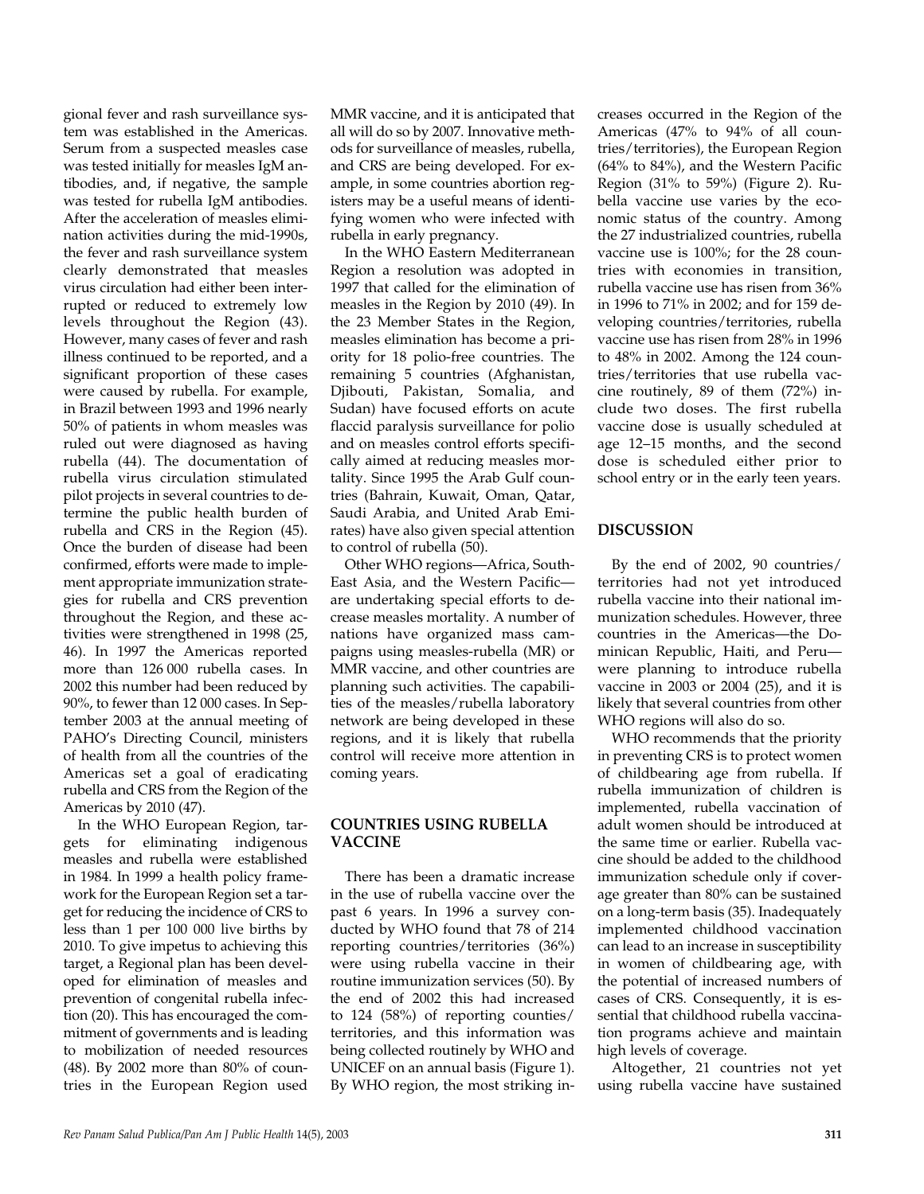gional fever and rash surveillance system was established in the Americas. Serum from a suspected measles case was tested initially for measles IgM antibodies, and, if negative, the sample was tested for rubella IgM antibodies. After the acceleration of measles elimination activities during the mid-1990s, the fever and rash surveillance system clearly demonstrated that measles virus circulation had either been interrupted or reduced to extremely low levels throughout the Region (43). However, many cases of fever and rash illness continued to be reported, and a significant proportion of these cases were caused by rubella. For example, in Brazil between 1993 and 1996 nearly 50% of patients in whom measles was ruled out were diagnosed as having rubella (44). The documentation of rubella virus circulation stimulated pilot projects in several countries to determine the public health burden of rubella and CRS in the Region (45). Once the burden of disease had been confirmed, efforts were made to implement appropriate immunization strategies for rubella and CRS prevention throughout the Region, and these activities were strengthened in 1998 (25, 46). In 1997 the Americas reported more than 126 000 rubella cases. In 2002 this number had been reduced by 90%, to fewer than 12 000 cases. In September 2003 at the annual meeting of PAHO's Directing Council, ministers of health from all the countries of the Americas set a goal of eradicating rubella and CRS from the Region of the Americas by 2010 (47).

In the WHO European Region, targets for eliminating indigenous measles and rubella were established in 1984. In 1999 a health policy framework for the European Region set a target for reducing the incidence of CRS to less than 1 per 100 000 live births by 2010. To give impetus to achieving this target, a Regional plan has been developed for elimination of measles and prevention of congenital rubella infection (20). This has encouraged the commitment of governments and is leading to mobilization of needed resources (48). By 2002 more than 80% of countries in the European Region used MMR vaccine, and it is anticipated that all will do so by 2007. Innovative methods for surveillance of measles, rubella, and CRS are being developed. For example, in some countries abortion registers may be a useful means of identifying women who were infected with rubella in early pregnancy.

In the WHO Eastern Mediterranean Region a resolution was adopted in 1997 that called for the elimination of measles in the Region by 2010 (49). In the 23 Member States in the Region, measles elimination has become a priority for 18 polio-free countries. The remaining 5 countries (Afghanistan, Djibouti, Pakistan, Somalia, and Sudan) have focused efforts on acute flaccid paralysis surveillance for polio and on measles control efforts specifically aimed at reducing measles mortality. Since 1995 the Arab Gulf countries (Bahrain, Kuwait, Oman, Qatar, Saudi Arabia, and United Arab Emirates) have also given special attention to control of rubella (50).

Other WHO regions—Africa, South-East Asia, and the Western Pacific—are undertaking special efforts to decrease measles mortality. A number of nations have organized mass campaigns using measles-rubella (MR) or MMR vaccine, and other countries are planning such activities. The capabilities of the measles/rubella laboratory network are being developed in these regions, and it is likely that rubella control will receive more attention in coming years.

## COUNTRIES USING RUBELLA VACCINE

There has been a dramatic increase in the use of rubella vaccine over the past 6 years. In 1996 a survey conducted by WHO found that 78 of 214 reporting countries/territories (36%) were using rubella vaccine in their routine immunization services (50). By the end of 2002 this had increased to 124 (58%) of reporting counties/territories, and this information was being collected routinely by WHO and UNICEF on an annual basis (Figure 1). By WHO region, the most striking increases occurred in the Region of the Americas (47% to 94% of all countries/territories), the European Region (64% to 84%), and the Western Pacific Region (31% to 59%) (Figure 2). Rubella vaccine use varies by the economic status of the country. Among the 27 industrialized countries, rubella vaccine use is 100%; for the 28 countries with economies in transition, rubella vaccine use has risen from 36% in 1996 to 71% in 2002; and for 159 developing countries/territories, rubella vaccine use has risen from 28% in 1996 to 48% in 2002. Among the 124 countries/territories that use rubella vaccine routinely, 89 of them (72%) include two doses. The first rubella vaccine dose is usually scheduled at age 12–15 months, and the second dose is scheduled either prior to school entry or in the early teen years.

## DISCUSSION

By the end of 2002, 90 countries/territories had not yet introduced rubella vaccine into their national immunization schedules. However, three countries in the Americas—the Dominican Republic, Haiti, and Peru—were planning to introduce rubella vaccine in 2003 or 2004 (25), and it is likely that several countries from other WHO regions will also do so.

WHO recommends that the priority in preventing CRS is to protect women of childbearing age from rubella. If rubella immunization of children is implemented, rubella vaccination of adult women should be introduced at the same time or earlier. Rubella vaccine should be added to the childhood immunization schedule only if coverage greater than 80% can be sustained on a long-term basis (35). Inadequately implemented childhood vaccination can lead to an increase in susceptibility in women of childbearing age, with the potential of increased numbers of cases of CRS. Consequently, it is essential that childhood rubella vaccination programs achieve and maintain high levels of coverage.

Altogether, 21 countries not yet using rubella vaccine have sustained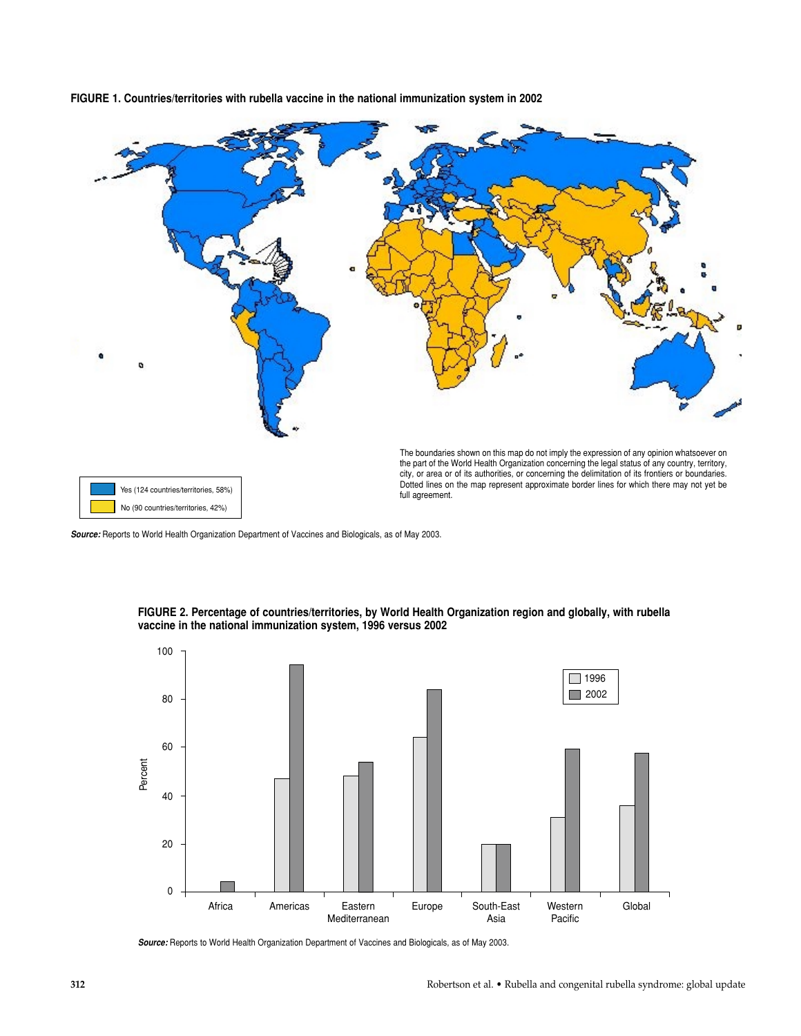**FIGURE 1. Countries/territories with rubella vaccine in the national immunization system in 2002**

Yes (124 countries/territories, 58%)

No (90 countries/territories, 42%)

The boundaries shown on this map do not imply the expression of any opinion whatsoever on the part of the World Health Organization concerning the legal status of any country, territory, city, or area or of its authorities, or concerning the delimitation of its frontiers or boundaries. Dotted lines on the map represent approximate border lines for which there may not yet be full agreement.

***Source:*** Reports to World Health Organization Department of Vaccines and Biologicals, as of May 2003.

**FIGURE 2. Percentage of countries/territories, by World Health Organization region and globally, with rubella vaccine in the national immunization system, 1996 versus 2002**

***Source:*** Reports to World Health Organization Department of Vaccines and Biologicals, as of May 2003.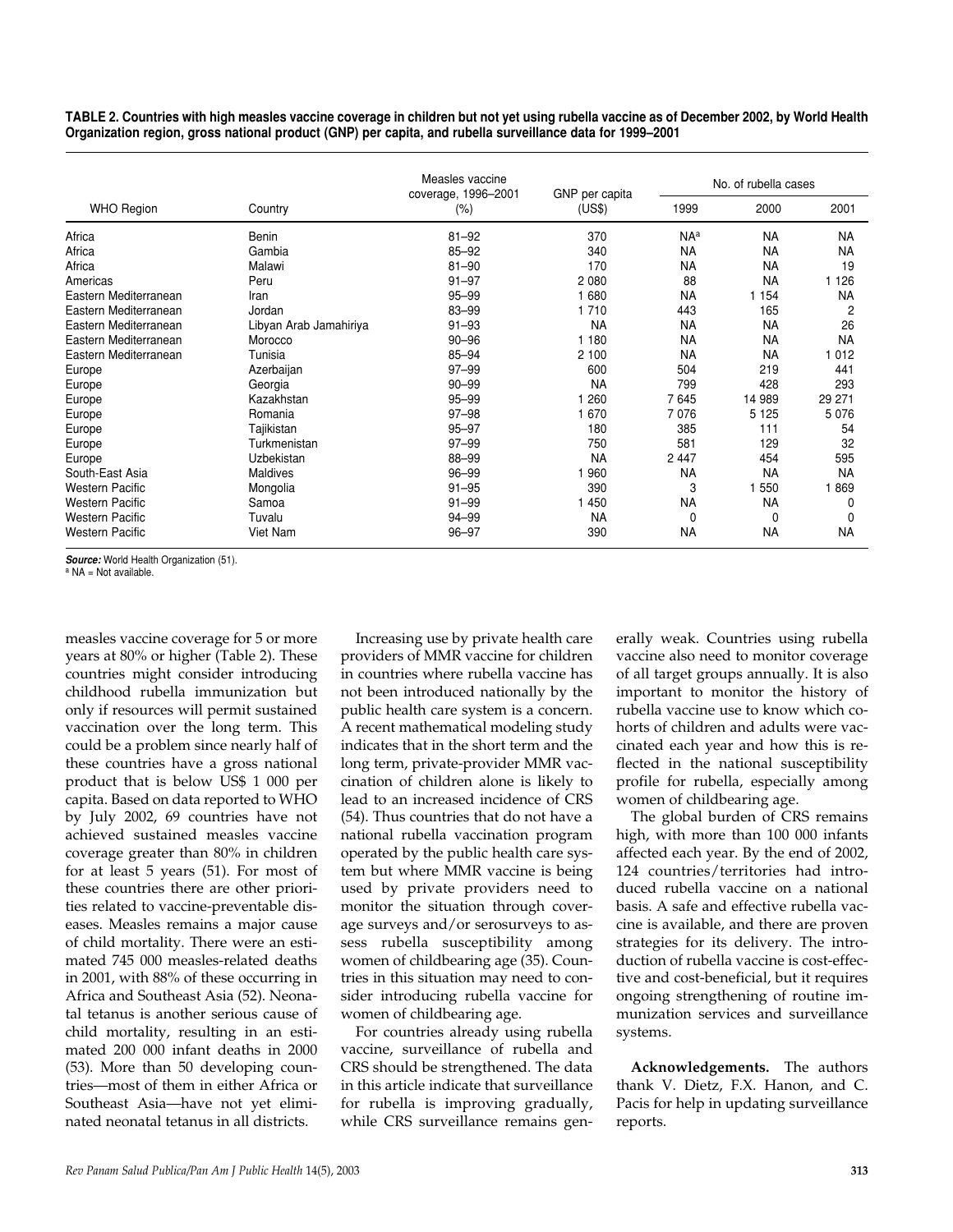**TABLE 2. Countries with high measles vaccine coverage in children but not yet using rubella vaccine as of December 2002, by World Health Organization region, gross national product (GNP) per capita, and rubella surveillance data for 1999–2001**

| WHO Region | Country | Measles vaccine coverage, 1996–2001 (%) | GNP per capita (US$) | No. of rubella cases | | |
|---|---|---|---|---|---|---|
| | | | | 1999 | 2000 | 2001 |
| Africa | Benin | 81–92 | 370 | NA[a] | NA | NA |
| Africa | Gambia | 85–92 | 340 | NA | NA | NA |
| Africa | Malawi | 81–90 | 170 | NA | NA | 19 |
| Americas | Peru | 91–97 | 2 080 | 88 | NA | 1 126 |
| Eastern Mediterranean | Iran | 95–99 | 1 680 | NA | 1 154 | NA |
| Eastern Mediterranean | Jordan | 83–99 | 1 710 | 443 | 165 | 2 |
| Eastern Mediterranean | Libyan Arab Jamahiriya | 91–93 | NA | NA | NA | 26 |
| Eastern Mediterranean | Morocco | 90–96 | 1 180 | NA | NA | NA |
| Eastern Mediterranean | Tunisia | 85–94 | 2 100 | NA | NA | 1 012 |
| Europe | Azerbaijan | 97–99 | 600 | 504 | 219 | 441 |
| Europe | Georgia | 90–99 | NA | 799 | 428 | 293 |
| Europe | Kazakhstan | 95–99 | 1 260 | 7 645 | 14 989 | 29 271 |
| Europe | Romania | 97–98 | 1 670 | 7 076 | 5 125 | 5 076 |
| Europe | Tajikistan | 95–97 | 180 | 385 | 111 | 54 |
| Europe | Turkmenistan | 97–99 | 750 | 581 | 129 | 32 |
| Europe | Uzbekistan | 88–99 | NA | 2 447 | 454 | 595 |
| South-East Asia | Maldives | 96–99 | 1 960 | NA | NA | NA |
| Western Pacific | Mongolia | 91–95 | 390 | 3 | 1 550 | 1 869 |
| Western Pacific | Samoa | 91–99 | 1 450 | NA | NA | 0 |
| Western Pacific | Tuvalu | 94–99 | NA | 0 | 0 | 0 |
| Western Pacific | Viet Nam | 96–97 | 390 | NA | NA | NA |

***Source:*** World Health Organization (51).
[a] NA = Not available.

measles vaccine coverage for 5 or more years at 80% or higher (Table 2). These countries might consider introducing childhood rubella immunization but only if resources will permit sustained vaccination over the long term. This could be a problem since nearly half of these countries have a gross national product that is below US$ 1 000 per capita. Based on data reported to WHO by July 2002, 69 countries have not achieved sustained measles vaccine coverage greater than 80% in children for at least 5 years (51). For most of these countries there are other priorities related to vaccine-preventable diseases. Measles remains a major cause of child mortality. There were an estimated 745 000 measles-related deaths in 2001, with 88% of these occurring in Africa and Southeast Asia (52). Neonatal tetanus is another serious cause of child mortality, resulting in an estimated 200 000 infant deaths in 2000 (53). More than 50 developing countries—most of them in either Africa or Southeast Asia—have not yet eliminated neonatal tetanus in all districts.

Increasing use by private health care providers of MMR vaccine for children in countries where rubella vaccine has not been introduced nationally by the public health care system is a concern. A recent mathematical modeling study indicates that in the short term and the long term, private-provider MMR vaccination of children alone is likely to lead to an increased incidence of CRS (54). Thus countries that do not have a national rubella vaccination program operated by the public health care system but where MMR vaccine is being used by private providers need to monitor the situation through coverage surveys and/or serosurveys to assess rubella susceptibility among women of childbearing age (35). Countries in this situation may need to consider introducing rubella vaccine for women of childbearing age.

For countries already using rubella vaccine, surveillance of rubella and CRS should be strengthened. The data in this article indicate that surveillance for rubella is improving gradually, while CRS surveillance remains generally weak. Countries using rubella vaccine also need to monitor coverage of all target groups annually. It is also important to monitor the history of rubella vaccine use to know which cohorts of children and adults were vaccinated each year and how this is reflected in the national susceptibility profile for rubella, especially among women of childbearing age.

The global burden of CRS remains high, with more than 100 000 infants affected each year. By the end of 2002, 124 countries/territories had introduced rubella vaccine on a national basis. A safe and effective rubella vaccine is available, and there are proven strategies for its delivery. The introduction of rubella vaccine is cost-effective and cost-beneficial, but it requires ongoing strengthening of routine immunization services and surveillance systems.

**Acknowledgements.** The authors thank V. Dietz, F.X. Hanon, and C. Pacis for help in updating surveillance reports.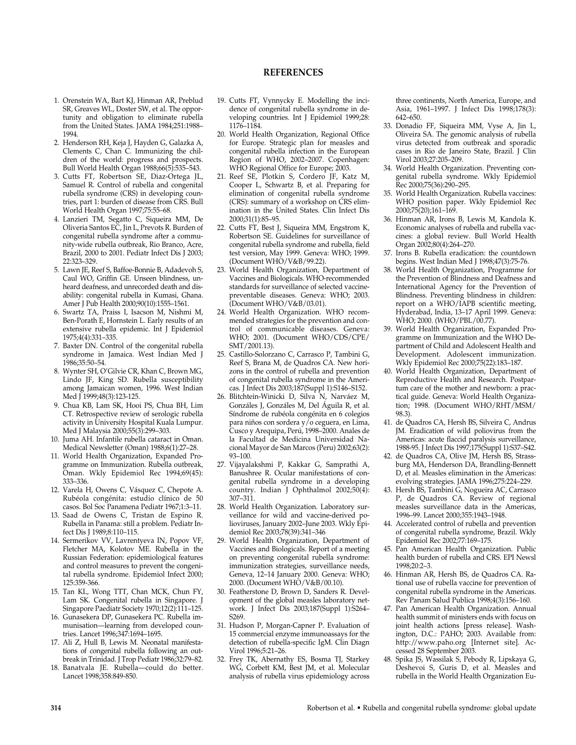## REFERENCES

1. Orenstein WA, Bart KJ, Hinman AR, Preblud SR, Greaves WL, Doster SW, et al. The opportunity and obligation to eliminate rubella from the United States. JAMA 1984;251:1988–1994.
2. Henderson RH, Keja J, Hayden G, Galazka A, Clements C, Chan C. Immunizing the children of the world: progress and prospects. Bull World Health Organ 1988;66(5):535–543.
3. Cutts FT, Robertson SE, Diaz-Ortega JL, Samuel R. Control of rubella and congenital rubella syndrome (CRS) in developing countries, part 1: burden of disease from CRS. Bull World Health Organ 1997;75:55–68.
4. Lanzieri TM, Segatto C, Siqueira MM, De Oliveria Santos EC, Jin L, Prevots R. Burden of congenital rubella syndrome after a community-wide rubella outbreak, Rio Branco, Acre, Brazil, 2000 to 2001. Pediatr Infect Dis J 2003; 22:323–329.
5. Lawn JE, Reef S, Baffoe-Bonnie B, Adadevoh S, Caul WO, Griffin GE. Unseen blindness, unheard deafness, and unrecorded death and disability: congenital rubella in Kumasi, Ghana. Amer J Pub Health 2000;90(10):1555–1561.
6. Swartz TA, Praiss I, Isacson M, Nishmi M, Ben-Porath E, Hornstein L. Early results of an extensive rubella epidemic. Int J Epidemiol 1975;4(4):331–335.
7. Baxter DN. Control of the congenital rubella syndrome in Jamaica. West Indian Med J 1986;35:50–54.
8. Wynter SH, O'Gilvie CR, Khan C, Brown MG, Lindo JF, King SD. Rubella susceptibility among Jamaican women, 1996. West Indian Med J 1999;48(3):123-125.
9. Chua KB, Lam SK, Hooi PS, Chua BH, Lim CT. Retrospective review of serologic rubella activity in University Hospital Kuala Lumpur. Med J Malaysia 2000;55(3):299–303.
10. Juma AH. Infantile rubella cataract in Oman. Medical Newsletter (Oman) 1988;6(1):27–28.
11. World Health Organization, Expanded Programme on Immunization. Rubella outbreak, Oman. Wkly Epidemiol Rec 1994;69(45): 333–336.
12. Varela H, Owens C, Vásquez C, Chepote A. Rubéola congénita: estudio clínico de 50 casos. Bol Soc Panamena Pediatr 1967;1:3–11.
13. Saad de Owens C, Tristan de Espino R. Rubella in Panama: still a problem. Pediatr Infect Dis J 1989;8:110–115.
14. Sermerikov VV, Lavrentyeva IN, Popov VF, Fletcher MA, Kolotov ME. Rubella in the Russian Federation: epidemiological features and control measures to prevent the congenital rubella syndrome. Epidemiol Infect 2000; 125:359-366.
15. Tan KL, Wong TTT, Chan MCK, Chun FY, Lam SK. Congenital rubella in Singapore. J Singapore Paediatr Society 1970;12(2):111–125.
16. Gunasekera DP, Gunasekera PC. Rubella immunisation—learning from developed countries. Lancet 1996;347:1694–1695.
17. Ali Z, Hull B, Lewis M. Neonatal manifestations of congenital rubella following an outbreak in Trinidad. J Trop Pediatr 1986;32:79–82.
18. Banatvala JE. Rubella—could do better. Lancet 1998;358:849-850.
19. Cutts FT, Vynnycky E. Modelling the incidence of congenital rubella syndrome in developing countries. Int J Epidemiol 1999;28: 1176–1184.
20. World Health Organization, Regional Office for Europe. Strategic plan for measles and congenital rubella infection in the European Region of WHO, 2002–2007. Copenhagen: WHO Regional Office for Europe; 2003.
21. Reef SE, Plotkin S, Cordero JF, Katz M, Cooper L, Schwartz B, et al. Preparing for elimination of congenital rubella syndrome (CRS): summary of a workshop on CRS elimination in the United States. Clin Infect Dis 2000;31(1):85–95.
22. Cutts FT, Best J, Siqueira MM, Engstrom K, Robertson SE. Guidelines for surveillance of congenital rubella syndrome and rubella, field test version, May 1999. Geneva: WHO; 1999. (Document WHO/V&B/99.22).
23. World Health Organization, Department of Vaccines and Biologicals. WHO-recommended standards for surveillance of selected vaccine-preventable diseases. Geneva: WHO; 2003. (Document WHO/V&B/03.01).
24. World Health Organization. WHO recommended strategies for the prevention and control of communicable diseases. Geneva: WHO; 2001. (Document WHO/CDS/CPE/SMT/2001.13).
25. Castillo-Solorzano C, Carrasco P, Tambini G, Reef S, Brana M, de Quadros CA. New horizons in the control of rubella and prevention of congenital rubella syndrome in the Americas. J Infect Dis 2003;187(Suppl 1):S146–S152.
26. Blitchtein-Winicki D, Silva N, Narváez M, Gonzáles J, Gonzáles M, Del Águila R, et al. Síndrome de rubéola congénita en 6 colegios para niños con sordera y/o ceguera, en Lima, Cusco y Arequipa, Perú, 1998–2000. Anales de la Facultad de Medicina Universidad Nacional Mayor de San Marcos (Peru) 2002;63(2): 93–100.
27. Vijayalakshmi P, Kakkar G, Samprathi A, Banushree R. Ocular manifestations of congenital rubella syndrome in a developing country. Indian J Ophthalmol 2002;50(4): 307–311.
28. World Health Organization. Laboratory surveillance for wild and vaccine-derived polioviruses, January 2002–June 2003. Wkly Epidemiol Rec 2003;78(39):341–346
29. World Health Organization, Department of Vaccines and Biologicals. Report of a meeting on preventing congenital rubella syndrome: immunization strategies, surveillance needs, Geneva, 12–14 January 2000. Geneva: WHO; 2000. (Document WHO/V&B/00.10).
30. Featherstone D, Brown D, Sanders R. Development of the global measles laboratory network. J Infect Dis 2003;187(Suppl 1):S264–S269.
31. Hudson P, Morgan-Capner P. Evaluation of 15 commercial enzyme immunoassays for the detection of rubella-specific IgM. Clin Diagn Virol 1996;5:21–26.
32. Frey TK, Abernathy ES, Bosma TJ, Starkey WG, Corbett KM, Best JM, et al. Molecular analysis of rubella virus epidemiology across three continents, North America, Europe, and Asia, 1961–1997. J Infect Dis 1998;178(3): 642–650.
33. Donadio FF, Siqueira MM, Vyse A, Jin L, Oliveira SA. The genomic analysis of rubella virus detected from outbreak and sporadic cases in Rio de Janeiro State, Brazil. J Clin Virol 2003;27:205–209.
34. World Health Organization. Preventing congenital rubella syndrome. Wkly Epidemiol Rec 2000;75(36):290–295.
35. World Health Organization. Rubella vaccines: WHO position paper. Wkly Epidemiol Rec 2000;75(20);161–169.
36. Hinman AR, Irons B, Lewis M, Kandola K. Economic analyses of rubella and rubella vaccines: a global review. Bull World Health Organ 2002;80(4):264–270.
37. Irons B. Rubella eradication: the countdown begins. West Indian Med J 1998;47(3):75-76.
38. World Health Organization, Programme for the Prevention of Blindness and Deafness and International Agency for the Prevention of Blindness. Preventing blindness in children: report on a WHO/IAPB scientific meeting, Hyderabad, India, 13–17 April 1999. Geneva: WHO; 2000. (WHO/PBL/00.77).
39. World Health Organization, Expanded Programme on Immunization and the WHO Department of Child and Adolescent Health and Development. Adolescent immunization. Wkly Epidemiol Rec 2000;75(22):183–187.
40. World Health Organization, Department of Reproductive Health and Research. Postpartum care of the mother and newborn: a practical guide. Geneva: World Health Organization; 1998. (Document WHO/RHT/MSM/98.3).
41. de Quadros CA, Hersh BS, Silveira C, Andrus JM. Eradication of wild poliovirus from the Americas: acute flaccid paralysis surveillance, 1988-95. J Infect Dis 1997;175(Suppl 1):S37–S42.
42. de Quadros CA, Olive JM, Hersh BS, Strassburg MA, Henderson DA, Brandling-Bennett D, et al. Measles elimination in the Americas: evolving strategies. JAMA 1996;275:224–229.
43. Hersh BS, Tambini G, Nogueira AC, Carrasco P, de Quadros CA. Review of regional measles surveillance data in the Americas, 1996–99. Lancet 2000;355:1943–1948.
44. Accelerated control of rubella and prevention of congenital rubella syndrome, Brazil. Wkly Epidemiol Rec 2002;77:169–175.
45. Pan American Health Organization. Public health burden of rubella and CRS. EPI Newsl 1998;20:2–3.
46. Hinman AR, Hersh BS, de Quadros CA. Rational use of rubella vaccine for prevention of congenital rubella syndrome in the Americas. Rev Panam Salud Publica 1998;4(3):156–160.
47. Pan American Health Organization. Annual health summit of ministers ends with focus on joint health actions [press release]. Washington, D.C.: PAHO; 2003. Available from: http://www.paho.org [Internet site]. Accessed 28 September 2003.
48. Spika JS, Wassilak S, Pebody R, Lipskaya G, Deshevoi S, Guris D, et al. Measles and rubella in the World Health Organization Eu-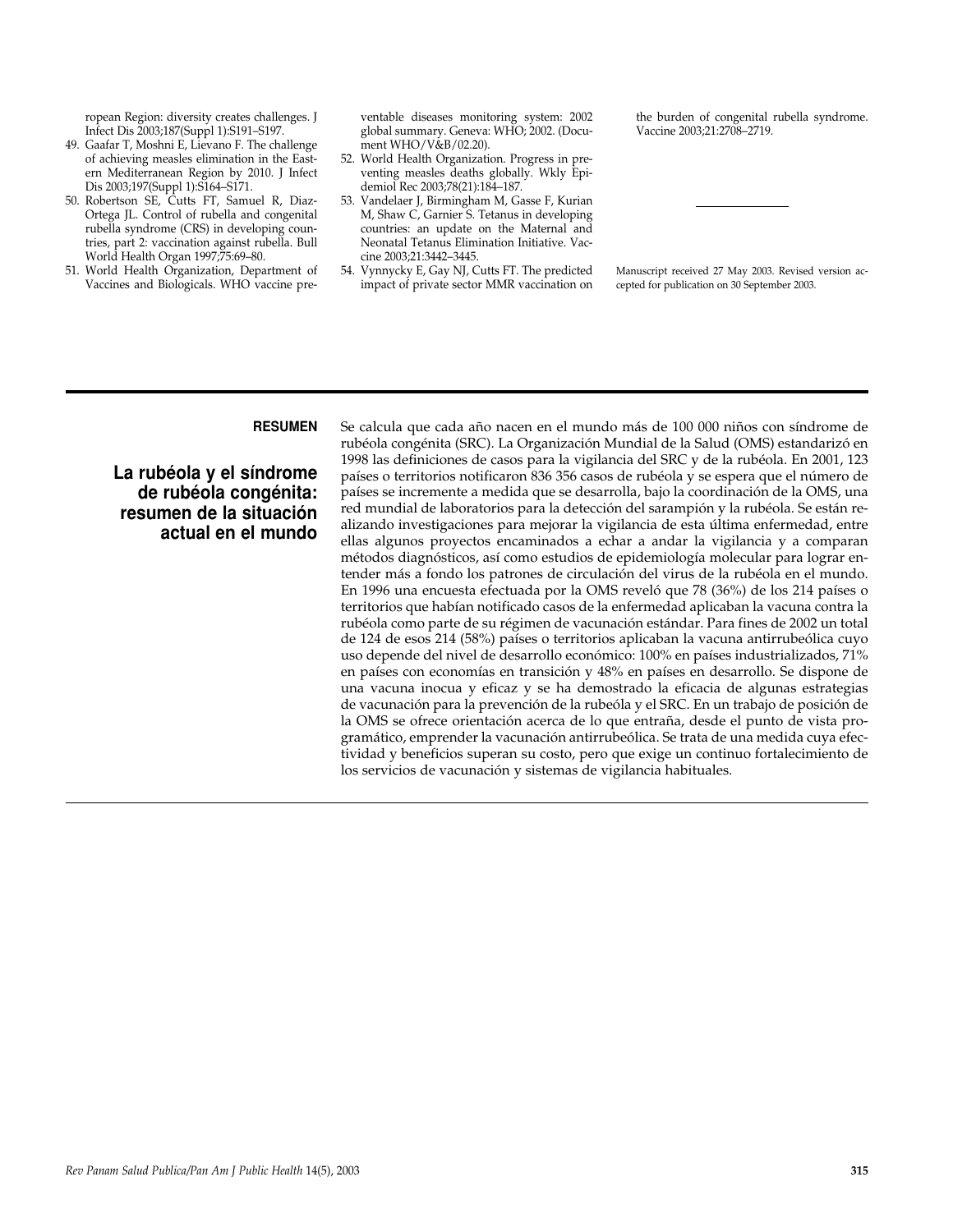ropean Region: diversity creates challenges. J Infect Dis 2003;187(Suppl 1):S191–S197.

49. Gaafar T, Moshni E, Lievano F. The challenge of achieving measles elimination in the Eastern Mediterranean Region by 2010. J Infect Dis 2003;197(Suppl 1):S164–S171.
50. Robertson SE, Cutts FT, Samuel R, Diaz-Ortega JL. Control of rubella and congenital rubella syndrome (CRS) in developing countries, part 2: vaccination against rubella. Bull World Health Organ 1997;75:69–80.
51. World Health Organization, Department of Vaccines and Biologicals. WHO vaccine preventable diseases monitoring system: 2002 global summary. Geneva: WHO; 2002. (Document WHO/V&B/02.20).
52. World Health Organization. Progress in preventing measles deaths globally. Wkly Epidemiol Rec 2003;78(21):184–187.
53. Vandelaer J, Birmingham M, Gasse F, Kurian M, Shaw C, Garnier S. Tetanus in developing countries: an update on the Maternal and Neonatal Tetanus Elimination Initiative. Vaccine 2003;21:3442–3445.
54. Vynnycky E, Gay NJ, Cutts FT. The predicted impact of private sector MMR vaccination on the burden of congenital rubella syndrome. Vaccine 2003;21:2708–2719.

Manuscript received 27 May 2003. Revised version accepted for publication on 30 September 2003.

---

**RESUMEN**

## La rubéola y el síndrome de rubéola congénita: resumen de la situación actual en el mundo

Se calcula que cada año nacen en el mundo más de 100 000 niños con síndrome de rubéola congénita (SRC). La Organización Mundial de la Salud (OMS) estandarizó en 1998 las definiciones de casos para la vigilancia del SRC y de la rubéola. En 2001, 123 países o territorios notificaron 836 356 casos de rubéola y se espera que el número de países se incremente a medida que se desarrolla, bajo la coordinación de la OMS, una red mundial de laboratorios para la detección del sarampión y la rubéola. Se están realizando investigaciones para mejorar la vigilancia de esta última enfermedad, entre ellas algunos proyectos encaminados a echar a andar la vigilancia y a comparan métodos diagnósticos, así como estudios de epidemiología molecular para lograr entender más a fondo los patrones de circulación del virus de la rubéola en el mundo. En 1996 una encuesta efectuada por la OMS reveló que 78 (36%) de los 214 países o territorios que habían notificado casos de la enfermedad aplicaban la vacuna contra la rubéola como parte de su régimen de vacunación estándar. Para fines de 2002 un total de 124 de esos 214 (58%) países o territorios aplicaban la vacuna antirrubeólica cuyo uso depende del nivel de desarrollo económico: 100% en países industrializados, 71% en países con economías en transición y 48% en países en desarrollo. Se dispone de una vacuna inocua y eficaz y se ha demostrado la eficacia de algunas estrategias de vacunación para la prevención de la rubeóla y el SRC. En un trabajo de posición de la OMS se ofrece orientación acerca de lo que entraña, desde el punto de vista programático, emprender la vacunación antirrubeólica. Se trata de una medida cuya efectividad y beneficios superan su costo, pero que exige un continuo fortalecimiento de los servicios de vacunación y sistemas de vigilancia habituales.